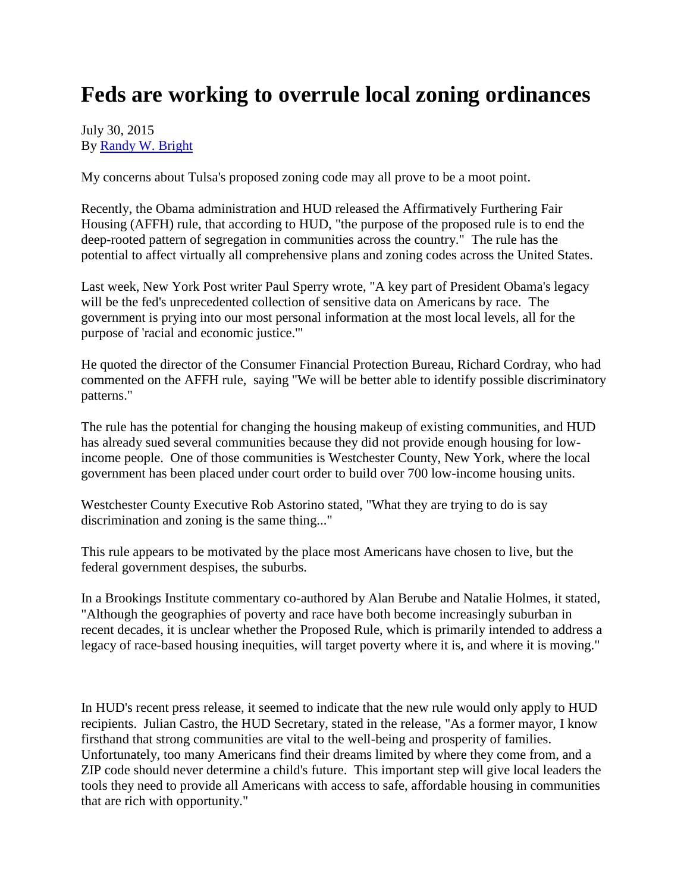# Feds are working to overrule local zoning ordinances

July 30, 2015
By [Randy W. Bright]

My concerns about Tulsa's proposed zoning code may all prove to be a moot point.

Recently, the Obama administration and HUD released the Affirmatively Furthering Fair Housing (AFFH) rule, that according to HUD, "the purpose of the proposed rule is to end the deep-rooted pattern of segregation in communities across the country." The rule has the potential to affect virtually all comprehensive plans and zoning codes across the United States.

Last week, New York Post writer Paul Sperry wrote, "A key part of President Obama's legacy will be the fed's unprecedented collection of sensitive data on Americans by race. The government is prying into our most personal information at the most local levels, all for the purpose of 'racial and economic justice.'"

He quoted the director of the Consumer Financial Protection Bureau, Richard Cordray, who had commented on the AFFH rule, saying "We will be better able to identify possible discriminatory patterns."

The rule has the potential for changing the housing makeup of existing communities, and HUD has already sued several communities because they did not provide enough housing for low-income people. One of those communities is Westchester County, New York, where the local government has been placed under court order to build over 700 low-income housing units.

Westchester County Executive Rob Astorino stated, "What they are trying to do is say discrimination and zoning is the same thing..."

This rule appears to be motivated by the place most Americans have chosen to live, but the federal government despises, the suburbs.

In a Brookings Institute commentary co-authored by Alan Berube and Natalie Holmes, it stated, "Although the geographies of poverty and race have both become increasingly suburban in recent decades, it is unclear whether the Proposed Rule, which is primarily intended to address a legacy of race-based housing inequities, will target poverty where it is, and where it is moving."

In HUD's recent press release, it seemed to indicate that the new rule would only apply to HUD recipients. Julian Castro, the HUD Secretary, stated in the release, "As a former mayor, I know firsthand that strong communities are vital to the well-being and prosperity of families. Unfortunately, too many Americans find their dreams limited by where they come from, and a ZIP code should never determine a child's future. This important step will give local leaders the tools they need to provide all Americans with access to safe, affordable housing in communities that are rich with opportunity."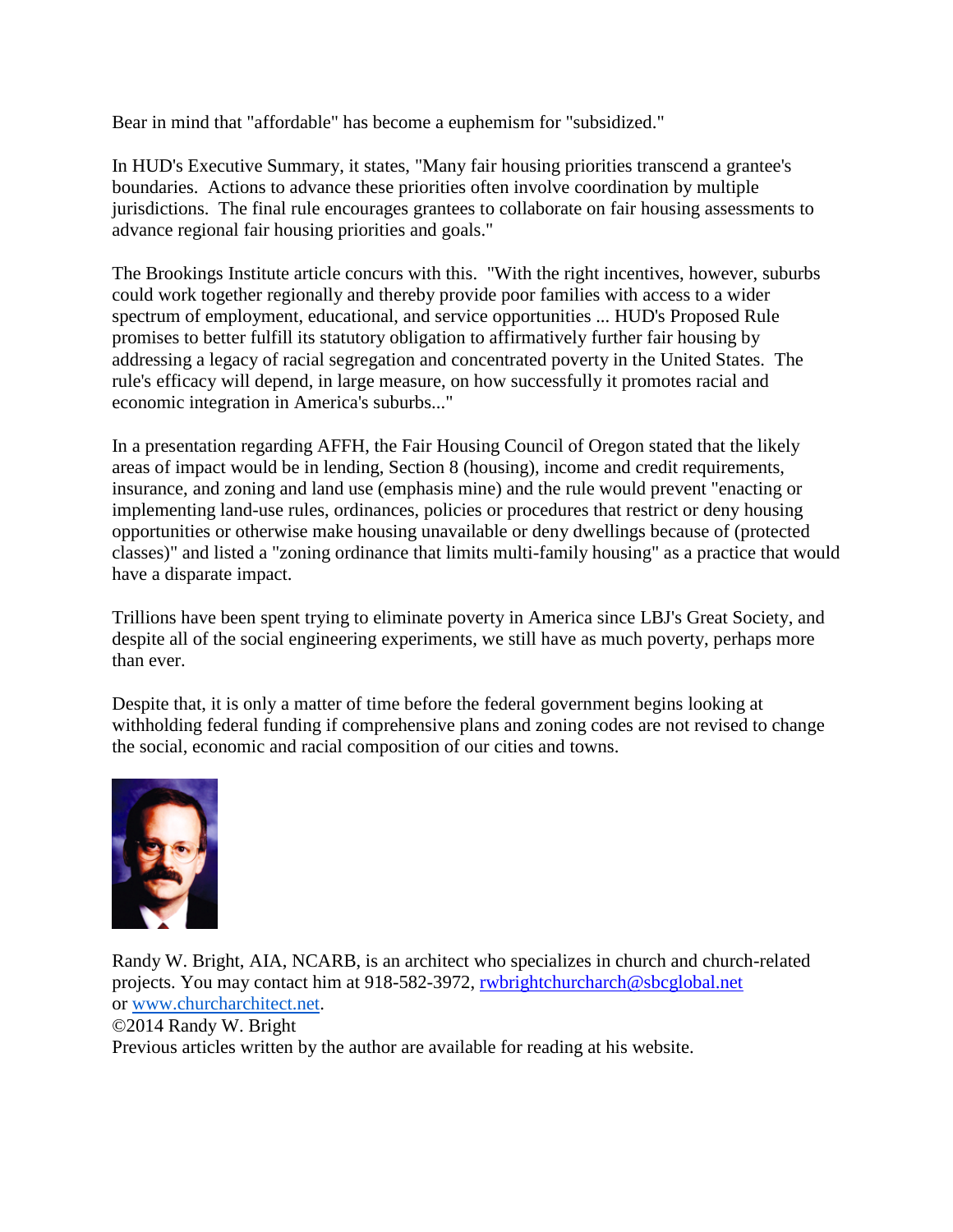Bear in mind that "affordable" has become a euphemism for "subsidized."

In HUD's Executive Summary, it states, "Many fair housing priorities transcend a grantee's boundaries. Actions to advance these priorities often involve coordination by multiple jurisdictions. The final rule encourages grantees to collaborate on fair housing assessments to advance regional fair housing priorities and goals."

The Brookings Institute article concurs with this. "With the right incentives, however, suburbs could work together regionally and thereby provide poor families with access to a wider spectrum of employment, educational, and service opportunities ... HUD's Proposed Rule promises to better fulfill its statutory obligation to affirmatively further fair housing by addressing a legacy of racial segregation and concentrated poverty in the United States. The rule's efficacy will depend, in large measure, on how successfully it promotes racial and economic integration in America's suburbs..."

In a presentation regarding AFFH, the Fair Housing Council of Oregon stated that the likely areas of impact would be in lending, Section 8 (housing), income and credit requirements, insurance, and zoning and land use (emphasis mine) and the rule would prevent "enacting or implementing land-use rules, ordinances, policies or procedures that restrict or deny housing opportunities or otherwise make housing unavailable or deny dwellings because of (protected classes)" and listed a "zoning ordinance that limits multi-family housing" as a practice that would have a disparate impact.

Trillions have been spent trying to eliminate poverty in America since LBJ's Great Society, and despite all of the social engineering experiments, we still have as much poverty, perhaps more than ever.

Despite that, it is only a matter of time before the federal government begins looking at withholding federal funding if comprehensive plans and zoning codes are not revised to change the social, economic and racial composition of our cities and towns.

Randy W. Bright, AIA, NCARB, is an architect who specializes in church and church-related projects. You may contact him at 918-582-3972, [rwbrightchurcharch@sbcglobal.net](mailto:rwbrightchurcharch@sbcglobal.net) or [www.churcharchitect.net](http://www.churcharchitect.net).
©2014 Randy W. Bright
Previous articles written by the author are available for reading at his website.